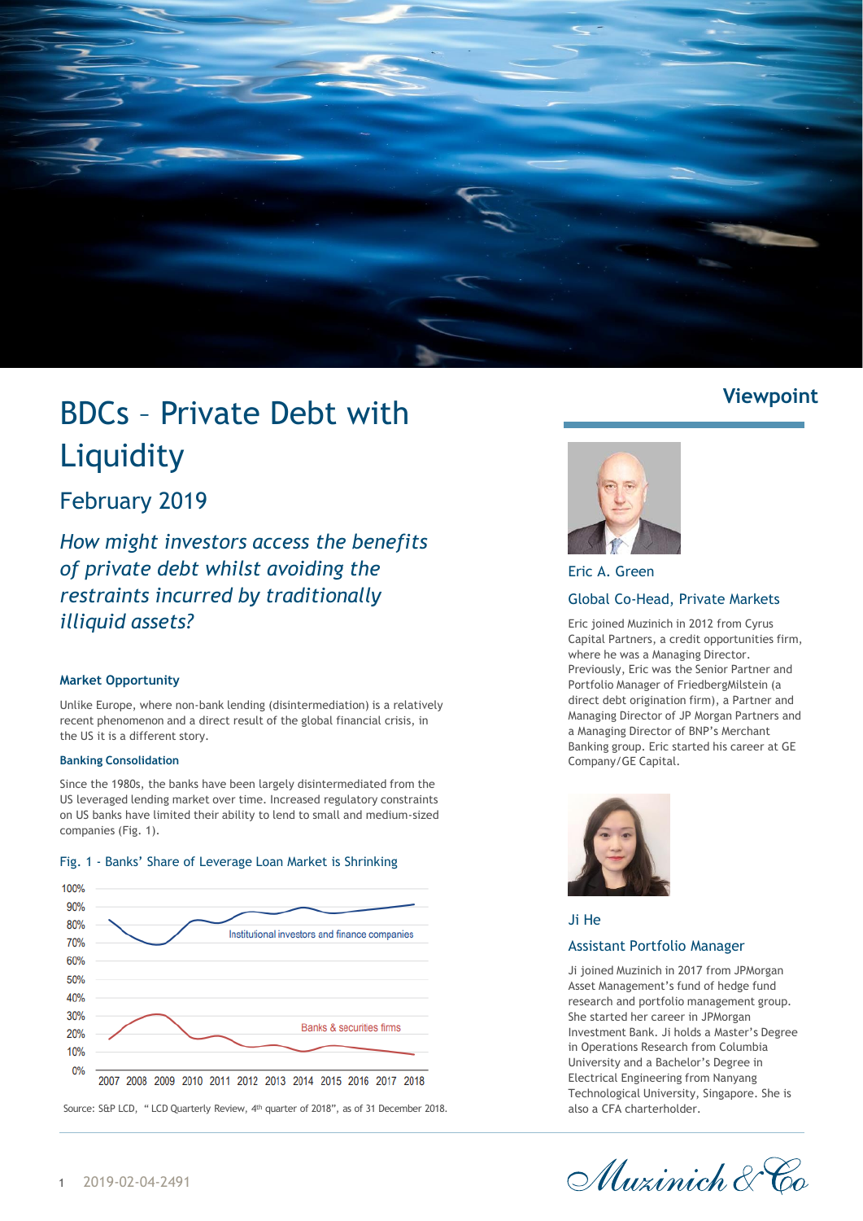# BDCs – Private Debt with Liquidity

## February 2019

*How might investors access the benefits of private debt whilst avoiding the restraints incurred by traditionally illiquid assets?*

### Market Opportunity

Unlike Europe, where non-bank lending (disintermediation) is a relatively recent phenomenon and a direct result of the global financial crisis, in the US it is a different story.

#### Banking Consolidation

Since the 1980s, the banks have been largely disintermediated from the US leveraged lending market over time. Increased regulatory constraints on US banks have limited their ability to lend to small and medium-sized companies (Fig. 1).

Fig. 1 - Banks' Share of Leverage Loan Market is Shrinking

Source: S&P LCD, " LCD Quarterly Review, 4th quarter of 2018", as of 31 December 2018.

**Viewpoint**

Eric A. Green

Global Co-Head, Private Markets

Eric joined Muzinich in 2012 from Cyrus Capital Partners, a credit opportunities firm, where he was a Managing Director. Previously, Eric was the Senior Partner and Portfolio Manager of FriedbergMilstein (a direct debt origination firm), a Partner and Managing Director of JP Morgan Partners and a Managing Director of BNP's Merchant Banking group. Eric started his career at GE Company/GE Capital.

Ji He

Assistant Portfolio Manager

Ji joined Muzinich in 2017 from JPMorgan Asset Management's fund of hedge fund research and portfolio management group. She started her career in JPMorgan Investment Bank. Ji holds a Master's Degree in Operations Research from Columbia University and a Bachelor's Degree in Electrical Engineering from Nanyang Technological University, Singapore. She is also a CFA charterholder.

2019-02-04-2491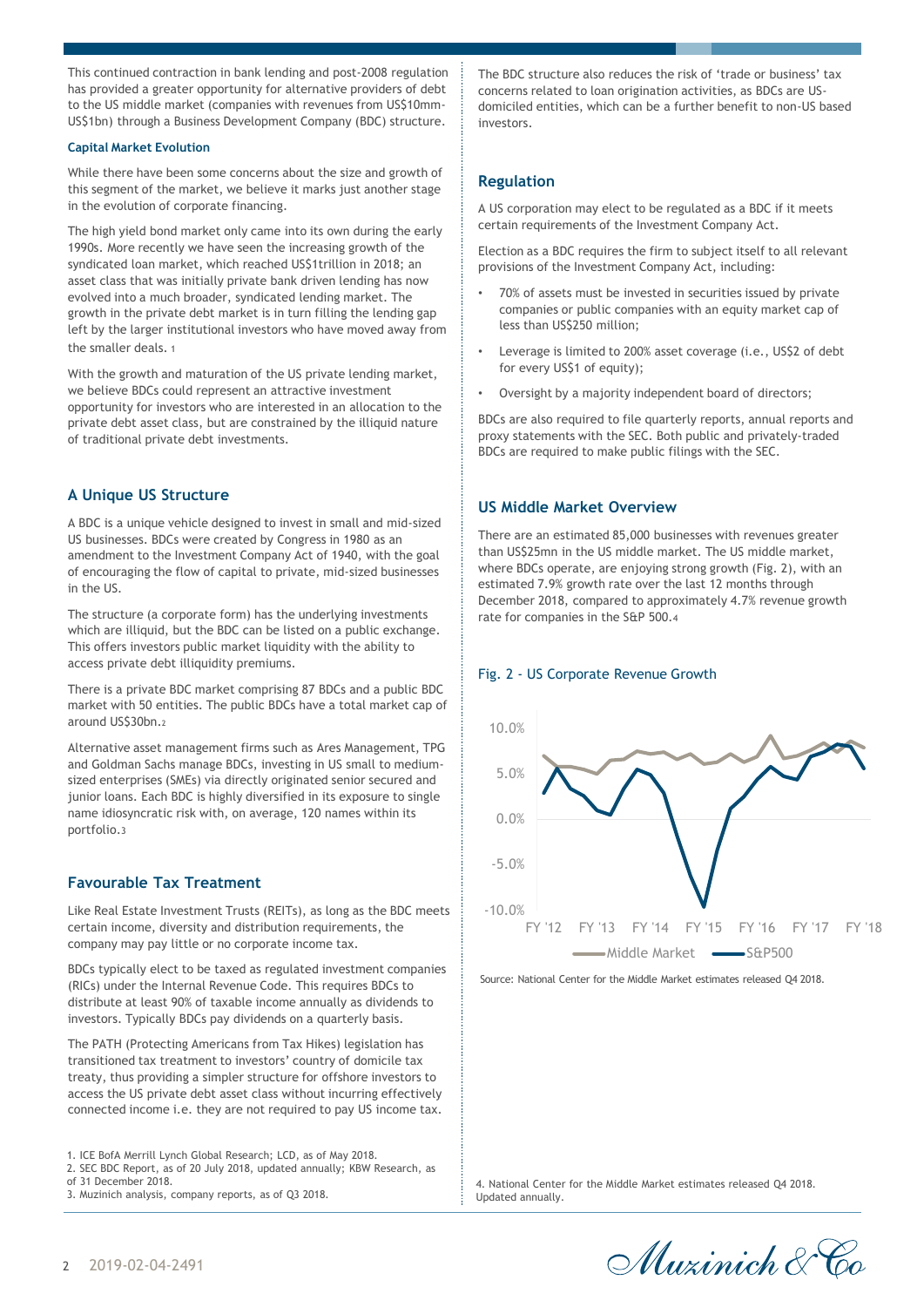This continued contraction in bank lending and post-2008 regulation has provided a greater opportunity for alternative providers of debt to the US middle market (companies with revenues from US$10mm-US$1bn) through a Business Development Company (BDC) structure.

#### Capital Market Evolution

While there have been some concerns about the size and growth of this segment of the market, we believe it marks just another stage in the evolution of corporate financing.

The high yield bond market only came into its own during the early 1990s. More recently we have seen the increasing growth of the syndicated loan market, which reached US$1trillion in 2018; an asset class that was initially private bank driven lending has now evolved into a much broader, syndicated lending market. The growth in the private debt market is in turn filling the lending gap left by the larger institutional investors who have moved away from the smaller deals. [1]

With the growth and maturation of the US private lending market, we believe BDCs could represent an attractive investment opportunity for investors who are interested in an allocation to the private debt asset class, but are constrained by the illiquid nature of traditional private debt investments.

### A Unique US Structure

A BDC is a unique vehicle designed to invest in small and mid-sized US businesses. BDCs were created by Congress in 1980 as an amendment to the Investment Company Act of 1940, with the goal of encouraging the flow of capital to private, mid-sized businesses in the US.

The structure (a corporate form) has the underlying investments which are illiquid, but the BDC can be listed on a public exchange. This offers investors public market liquidity with the ability to access private debt illiquidity premiums.

There is a private BDC market comprising 87 BDCs and a public BDC market with 50 entities. The public BDCs have a total market cap of around US$30bn.[2]

Alternative asset management firms such as Ares Management, TPG and Goldman Sachs manage BDCs, investing in US small to medium-sized enterprises (SMEs) via directly originated senior secured and junior loans. Each BDC is highly diversified in its exposure to single name idiosyncratic risk with, on average, 120 names within its portfolio.[3]

### Favourable Tax Treatment

Like Real Estate Investment Trusts (REITs), as long as the BDC meets certain income, diversity and distribution requirements, the company may pay little or no corporate income tax.

BDCs typically elect to be taxed as regulated investment companies (RICs) under the Internal Revenue Code. This requires BDCs to distribute at least 90% of taxable income annually as dividends to investors. Typically BDCs pay dividends on a quarterly basis.

The PATH (Protecting Americans from Tax Hikes) legislation has transitioned tax treatment to investors' country of domicile tax treaty, thus providing a simpler structure for offshore investors to access the US private debt asset class without incurring effectively connected income i.e. they are not required to pay US income tax.

1. ICE BofA Merrill Lynch Global Research; LCD, as of May 2018.
2. SEC BDC Report, as of 20 July 2018, updated annually; KBW Research, as of 31 December 2018.
3. Muzinich analysis, company reports, as of Q3 2018.

The BDC structure also reduces the risk of 'trade or business' tax concerns related to loan origination activities, as BDCs are US-domiciled entities, which can be a further benefit to non-US based investors.

### Regulation

A US corporation may elect to be regulated as a BDC if it meets certain requirements of the Investment Company Act.

Election as a BDC requires the firm to subject itself to all relevant provisions of the Investment Company Act, including:

- 70% of assets must be invested in securities issued by private companies or public companies with an equity market cap of less than US$250 million;
- Leverage is limited to 200% asset coverage (i.e., US$2 of debt for every US$1 of equity);
- Oversight by a majority independent board of directors;

BDCs are also required to file quarterly reports, annual reports and proxy statements with the SEC. Both public and privately-traded BDCs are required to make public filings with the SEC.

### US Middle Market Overview

There are an estimated 85,000 businesses with revenues greater than US$25mn in the US middle market. The US middle market, where BDCs operate, are enjoying strong growth (Fig. 2), with an estimated 7.9% growth rate over the last 12 months through December 2018, compared to approximately 4.7% revenue growth rate for companies in the S&P 500.[4]

Fig. 2 - US Corporate Revenue Growth

Source: National Center for the Middle Market estimates released Q4 2018.

4. National Center for the Middle Market estimates released Q4 2018. Updated annually.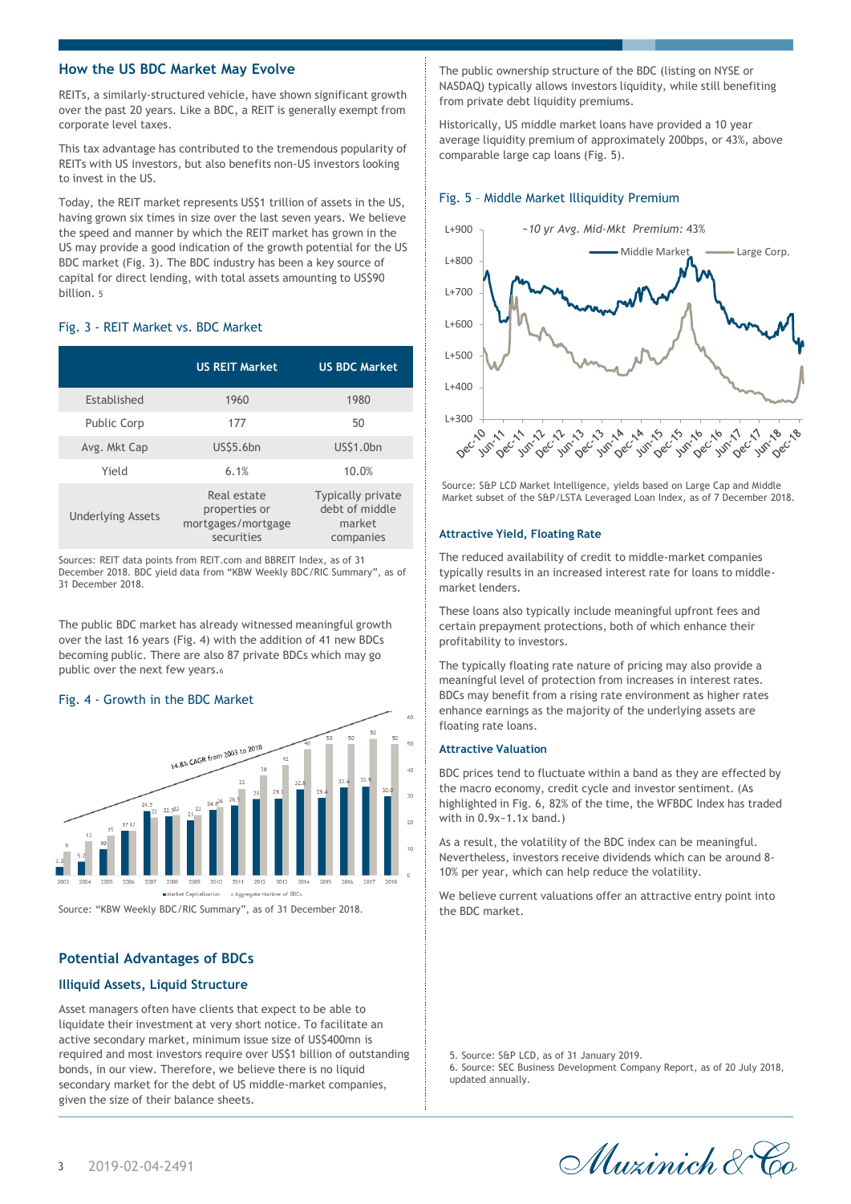## How the US BDC Market May Evolve

REITs, a similarly-structured vehicle, have shown significant growth over the past 20 years. Like a BDC, a REIT is generally exempt from corporate level taxes.

This tax advantage has contributed to the tremendous popularity of REITs with US investors, but also benefits non-US investors looking to invest in the US.

Today, the REIT market represents US$1 trillion of assets in the US, having grown six times in size over the last seven years. We believe the speed and manner by which the REIT market has grown in the US may provide a good indication of the growth potential for the US BDC market (Fig. 3). The BDC industry has been a key source of capital for direct lending, with total assets amounting to US$90 billion. [5]

### Fig. 3 - REIT Market vs. BDC Market

| | US REIT Market | US BDC Market |
|---|---|---|
| Established | 1960 | 1980 |
| Public Corp | 177 | 50 |
| Avg. Mkt Cap | US$5.6bn | US$1.0bn |
| Yield | 6.1% | 10.0% |
| Underlying Assets | Real estate properties or mortgages/mortgage securities | Typically private debt of middle market companies |

Sources: REIT data points from REIT.com and BBREIT Index, as of 31 December 2018. BDC yield data from "KBW Weekly BDC/RIC Summary", as of 31 December 2018.

The public BDC market has already witnessed meaningful growth over the last 16 years (Fig. 4) with the addition of 41 new BDCs becoming public. There are also 87 private BDCs which may go public over the next few years.[6]

### Fig. 4 - Growth in the BDC Market

Source: "KBW Weekly BDC/RIC Summary", as of 31 December 2018.

## Potential Advantages of BDCs

### Illiquid Assets, Liquid Structure

Asset managers often have clients that expect to be able to liquidate their investment at very short notice. To facilitate an active secondary market, minimum issue size of US$400mn is required and most investors require over US$1 billion of outstanding bonds, in our view. Therefore, we believe there is no liquid secondary market for the debt of US middle-market companies, given the size of their balance sheets.

The public ownership structure of the BDC (listing on NYSE or NASDAQ) typically allows investors liquidity, while still benefiting from private debt liquidity premiums.

Historically, US middle market loans have provided a 10 year average liquidity premium of approximately 200bps, or 43%, above comparable large cap loans (Fig. 5).

### Fig. 5 – Middle Market Illiquidity Premium

Source: S&P LCD Market Intelligence, yields based on Large Cap and Middle Market subset of the S&P/LSTA Leveraged Loan Index, as of 7 December 2018.

### Attractive Yield, Floating Rate

The reduced availability of credit to middle-market companies typically results in an increased interest rate for loans to middle-market lenders.

These loans also typically include meaningful upfront fees and certain prepayment protections, both of which enhance their profitability to investors.

The typically floating rate nature of pricing may also provide a meaningful level of protection from increases in interest rates. BDCs may benefit from a rising rate environment as higher rates enhance earnings as the majority of the underlying assets are floating rate loans.

### Attractive Valuation

BDC prices tend to fluctuate within a band as they are effected by the macro economy, credit cycle and investor sentiment. (As highlighted in Fig. 6, 82% of the time, the WFBDC Index has traded with in 0.9x~1.1x band.)

As a result, the volatility of the BDC index can be meaningful. Nevertheless, investors receive dividends which can be around 8-10% per year, which can help reduce the volatility.

We believe current valuations offer an attractive entry point into the BDC market.

5. Source: S&P LCD, as of 31 January 2019.
6. Source: SEC Business Development Company Report, as of 20 July 2018, updated annually.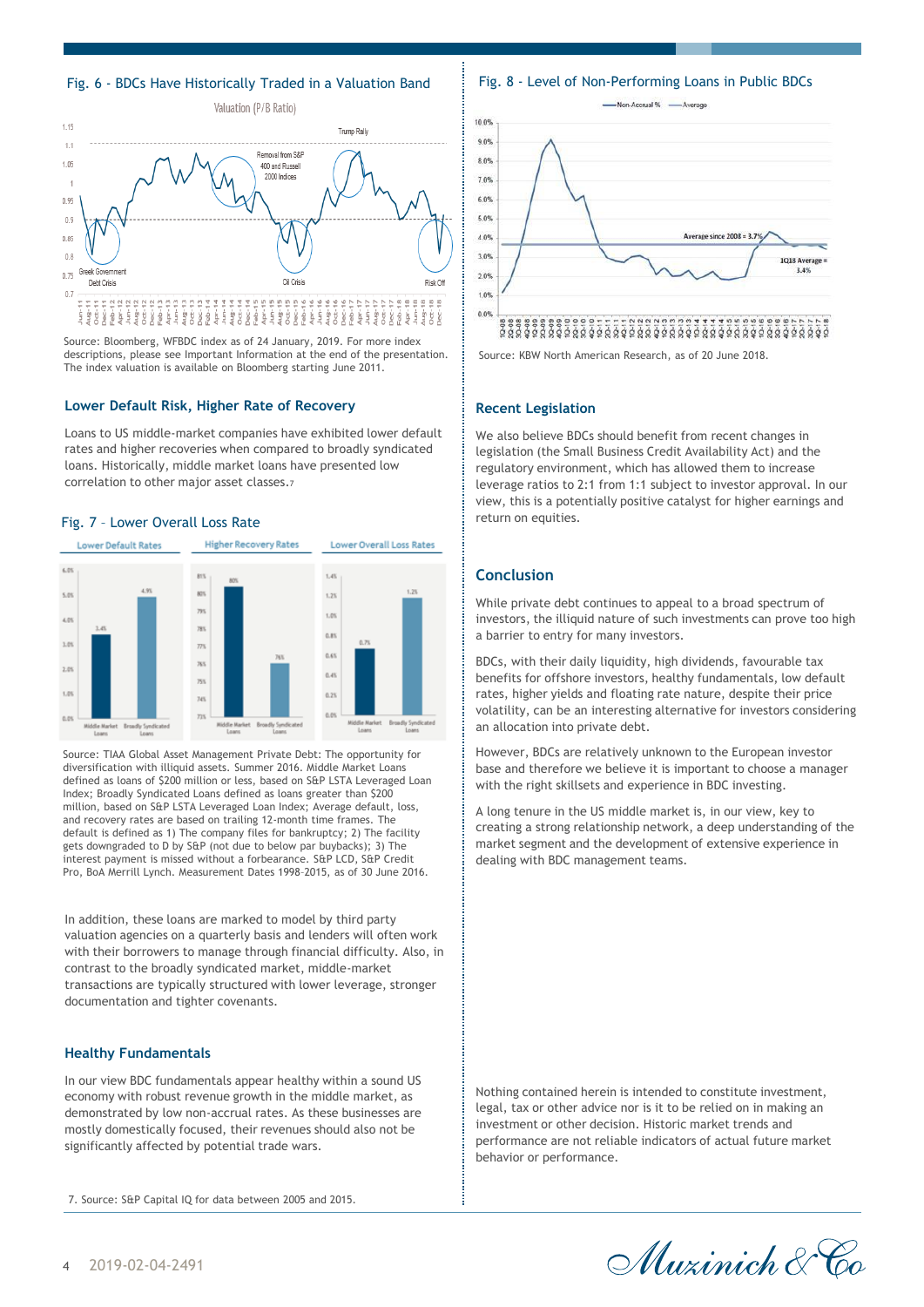### Fig. 6 - BDCs Have Historically Traded in a Valuation Band

Source: Bloomberg, WFBDC index as of 24 January, 2019. For more index descriptions, please see Important Information at the end of the presentation. The index valuation is available on Bloomberg starting June 2011.

### Lower Default Risk, Higher Rate of Recovery

Loans to US middle-market companies have exhibited lower default rates and higher recoveries when compared to broadly syndicated loans. Historically, middle market loans have presented low correlation to other major asset classes.[7]

### Fig. 7 – Lower Overall Loss Rate

| | Middle Market Loans | Broadly Syndicated Loans |
|---|---|---|
| Lower Default Rates | 3.4% | 4.9% |
| Higher Recovery Rates | 80% | 76% |
| Lower Overall Loss Rates | 0.7% | 1.2% |

Source: TIAA Global Asset Management Private Debt: The opportunity for diversification with illiquid assets. Summer 2016. Middle Market Loans defined as loans of $200 million or less, based on S&P LSTA Leveraged Loan Index; Broadly Syndicated Loans defined as loans greater than $200 million, based on S&P LSTA Leveraged Loan Index; Average default, loss, and recovery rates are based on trailing 12-month time frames. The default is defined as 1) The company files for bankruptcy; 2) The facility gets downgraded to D by S&P (not due to below par buybacks); 3) The interest payment is missed without a forbearance. S&P LCD, S&P Credit Pro, BoA Merrill Lynch. Measurement Dates 1998-2015, as of 30 June 2016.

In addition, these loans are marked to model by third party valuation agencies on a quarterly basis and lenders will often work with their borrowers to manage through financial difficulty. Also, in contrast to the broadly syndicated market, middle-market transactions are typically structured with lower leverage, stronger documentation and tighter covenants.

### Healthy Fundamentals

In our view BDC fundamentals appear healthy within a sound US economy with robust revenue growth in the middle market, as demonstrated by low non-accrual rates. As these businesses are mostly domestically focused, their revenues should also not be significantly affected by potential trade wars.

### Fig. 8 - Level of Non-Performing Loans in Public BDCs

Source: KBW North American Research, as of 20 June 2018.

### Recent Legislation

We also believe BDCs should benefit from recent changes in legislation (the Small Business Credit Availability Act) and the regulatory environment, which has allowed them to increase leverage ratios to 2:1 from 1:1 subject to investor approval. In our view, this is a potentially positive catalyst for higher earnings and return on equities.

### Conclusion

While private debt continues to appeal to a broad spectrum of investors, the illiquid nature of such investments can prove too high a barrier to entry for many investors.

BDCs, with their daily liquidity, high dividends, favourable tax benefits for offshore investors, healthy fundamentals, low default rates, higher yields and floating rate nature, despite their price volatility, can be an interesting alternative for investors considering an allocation into private debt.

However, BDCs are relatively unknown to the European investor base and therefore we believe it is important to choose a manager with the right skillsets and experience in BDC investing.

A long tenure in the US middle market is, in our view, key to creating a strong relationship network, a deep understanding of the market segment and the development of extensive experience in dealing with BDC management teams.

Nothing contained herein is intended to constitute investment, legal, tax or other advice nor is it to be relied on in making an investment or other decision. Historic market trends and performance are not reliable indicators of actual future market behavior or performance.

7. Source: S&P Capital IQ for data between 2005 and 2015.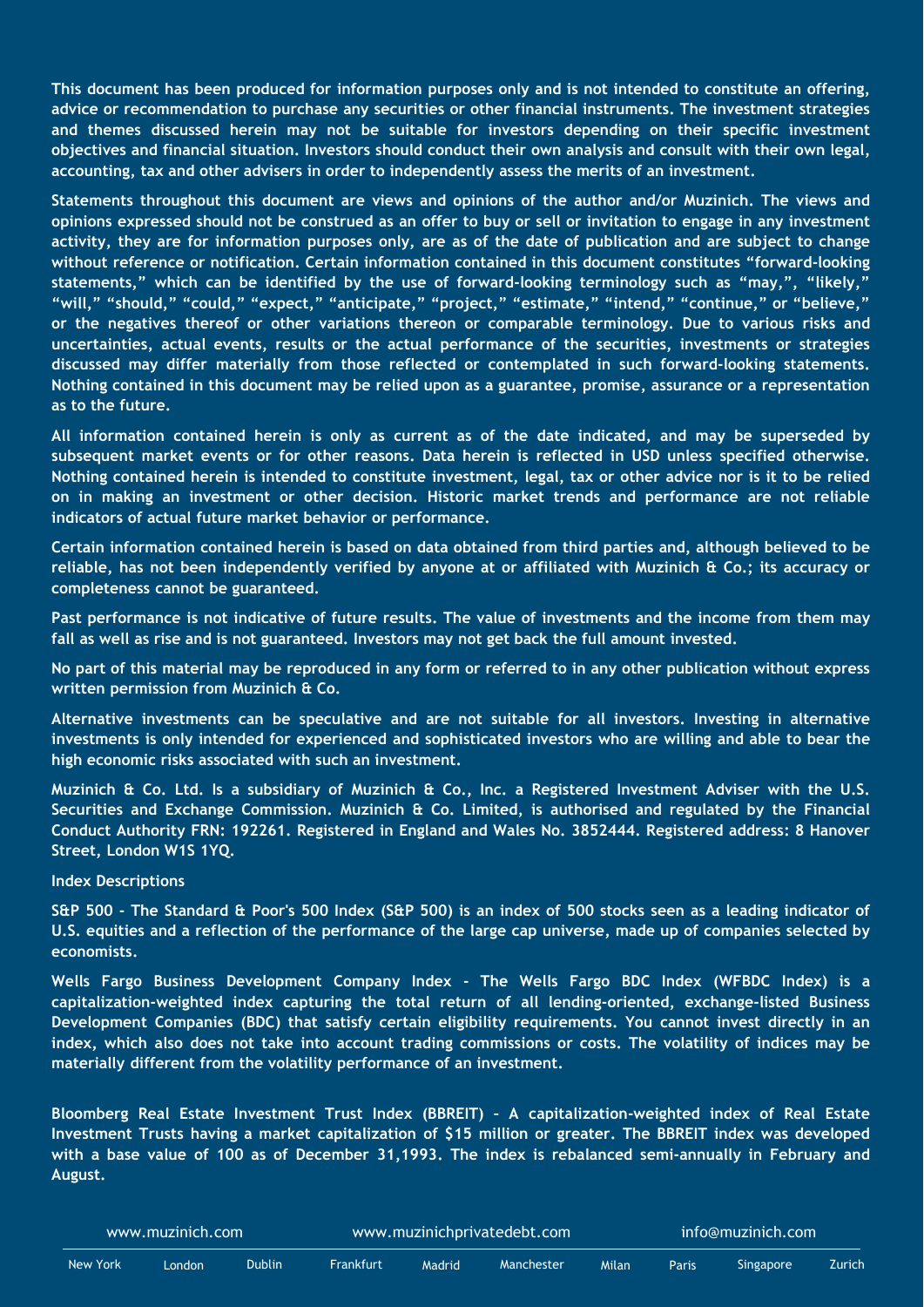This document has been produced for information purposes only and is not intended to constitute an offering, advice or recommendation to purchase any securities or other financial instruments. The investment strategies and themes discussed herein may not be suitable for investors depending on their specific investment objectives and financial situation. Investors should conduct their own analysis and consult with their own legal, accounting, tax and other advisers in order to independently assess the merits of an investment.

Statements throughout this document are views and opinions of the author and/or Muzinich. The views and opinions expressed should not be construed as an offer to buy or sell or invitation to engage in any investment activity, they are for information purposes only, are as of the date of publication and are subject to change without reference or notification. Certain information contained in this document constitutes "forward-looking statements," which can be identified by the use of forward-looking terminology such as "may,", "likely," "will," "should," "could," "expect," "anticipate," "project," "estimate," "intend," "continue," or "believe," or the negatives thereof or other variations thereon or comparable terminology. Due to various risks and uncertainties, actual events, results or the actual performance of the securities, investments or strategies discussed may differ materially from those reflected or contemplated in such forward-looking statements. Nothing contained in this document may be relied upon as a guarantee, promise, assurance or a representation as to the future.

All information contained herein is only as current as of the date indicated, and may be superseded by subsequent market events or for other reasons. Data herein is reflected in USD unless specified otherwise. Nothing contained herein is intended to constitute investment, legal, tax or other advice nor is it to be relied on in making an investment or other decision. Historic market trends and performance are not reliable indicators of actual future market behavior or performance.

Certain information contained herein is based on data obtained from third parties and, although believed to be reliable, has not been independently verified by anyone at or affiliated with Muzinich & Co.; its accuracy or completeness cannot be guaranteed.

Past performance is not indicative of future results. The value of investments and the income from them may fall as well as rise and is not guaranteed. Investors may not get back the full amount invested.

No part of this material may be reproduced in any form or referred to in any other publication without express written permission from Muzinich & Co.

Alternative investments can be speculative and are not suitable for all investors. Investing in alternative investments is only intended for experienced and sophisticated investors who are willing and able to bear the high economic risks associated with such an investment.

Muzinich & Co. Ltd. Is a subsidiary of Muzinich & Co., Inc. a Registered Investment Adviser with the U.S. Securities and Exchange Commission. Muzinich & Co. Limited, is authorised and regulated by the Financial Conduct Authority FRN: 192261. Registered in England and Wales No. 3852444. Registered address: 8 Hanover Street, London W1S 1YQ.

**Index Descriptions**

S&P 500 - The Standard & Poor's 500 Index (S&P 500) is an index of 500 stocks seen as a leading indicator of U.S. equities and a reflection of the performance of the large cap universe, made up of companies selected by economists.

Wells Fargo Business Development Company Index - The Wells Fargo BDC Index (WFBDC Index) is a capitalization-weighted index capturing the total return of all lending-oriented, exchange-listed Business Development Companies (BDC) that satisfy certain eligibility requirements. You cannot invest directly in an index, which also does not take into account trading commissions or costs. The volatility of indices may be materially different from the volatility performance of an investment.

Bloomberg Real Estate Investment Trust Index (BBREIT) – A capitalization-weighted index of Real Estate Investment Trusts having a market capitalization of $15 million or greater. The BBREIT index was developed with a base value of 100 as of December 31,1993. The index is rebalanced semi-annually in February and August.

www.muzinich.com www.muzinichprivatedebt.com info@muzinich.com

New York London Dublin Frankfurt Madrid Manchester Milan Paris Singapore Zurich